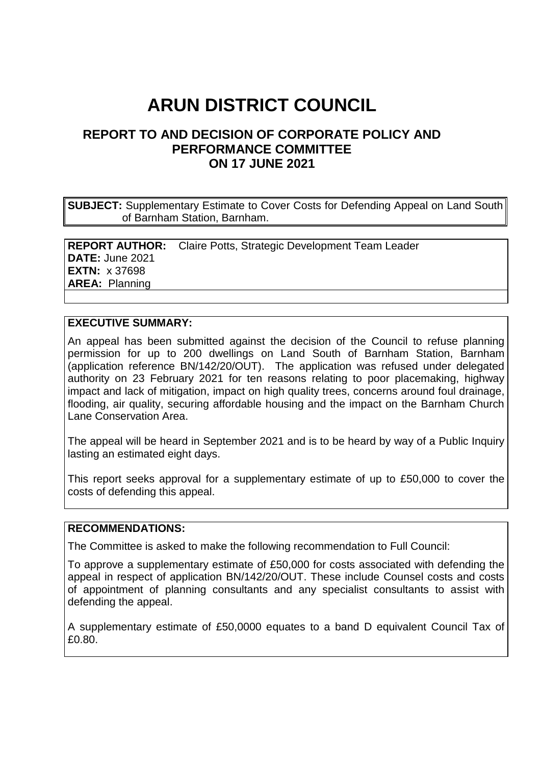# ARUN DISTRICT COUNCIL

## REPORT TO AND DECISION OF CORPORATE POLICY AND PERFORMANCE COMMITTEE ON 17 JUNE 2021

**SUBJECT:** Supplementary Estimate to Cover Costs for Defending Appeal on Land South of Barnham Station, Barnham.

**REPORT AUTHOR:** Claire Potts, Strategic Development Team Leader
**DATE:** June 2021
**EXTN:** x 37698
**AREA:** Planning

**EXECUTIVE SUMMARY:**

An appeal has been submitted against the decision of the Council to refuse planning permission for up to 200 dwellings on Land South of Barnham Station, Barnham (application reference BN/142/20/OUT). The application was refused under delegated authority on 23 February 2021 for ten reasons relating to poor placemaking, highway impact and lack of mitigation, impact on high quality trees, concerns around foul drainage, flooding, air quality, securing affordable housing and the impact on the Barnham Church Lane Conservation Area.

The appeal will be heard in September 2021 and is to be heard by way of a Public Inquiry lasting an estimated eight days.

This report seeks approval for a supplementary estimate of up to £50,000 to cover the costs of defending this appeal.

**RECOMMENDATIONS:**

The Committee is asked to make the following recommendation to Full Council:

To approve a supplementary estimate of £50,000 for costs associated with defending the appeal in respect of application BN/142/20/OUT. These include Counsel costs and costs of appointment of planning consultants and any specialist consultants to assist with defending the appeal.

A supplementary estimate of £50,0000 equates to a band D equivalent Council Tax of £0.80.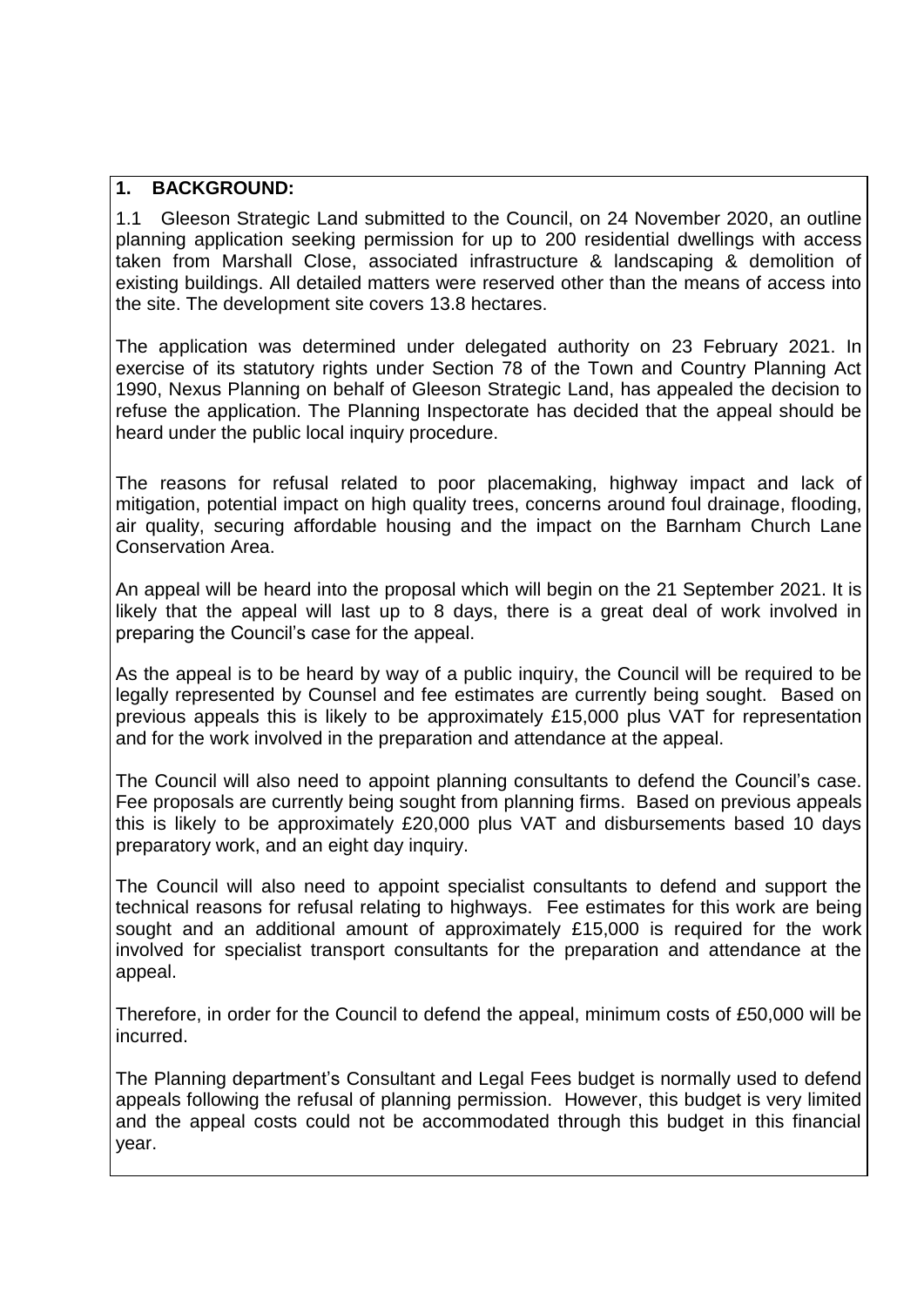## 1. BACKGROUND:

1.1 Gleeson Strategic Land submitted to the Council, on 24 November 2020, an outline planning application seeking permission for up to 200 residential dwellings with access taken from Marshall Close, associated infrastructure & landscaping & demolition of existing buildings. All detailed matters were reserved other than the means of access into the site. The development site covers 13.8 hectares.

The application was determined under delegated authority on 23 February 2021. In exercise of its statutory rights under Section 78 of the Town and Country Planning Act 1990, Nexus Planning on behalf of Gleeson Strategic Land, has appealed the decision to refuse the application. The Planning Inspectorate has decided that the appeal should be heard under the public local inquiry procedure.

The reasons for refusal related to poor placemaking, highway impact and lack of mitigation, potential impact on high quality trees, concerns around foul drainage, flooding, air quality, securing affordable housing and the impact on the Barnham Church Lane Conservation Area.

An appeal will be heard into the proposal which will begin on the 21 September 2021. It is likely that the appeal will last up to 8 days, there is a great deal of work involved in preparing the Council's case for the appeal.

As the appeal is to be heard by way of a public inquiry, the Council will be required to be legally represented by Counsel and fee estimates are currently being sought. Based on previous appeals this is likely to be approximately £15,000 plus VAT for representation and for the work involved in the preparation and attendance at the appeal.

The Council will also need to appoint planning consultants to defend the Council's case. Fee proposals are currently being sought from planning firms. Based on previous appeals this is likely to be approximately £20,000 plus VAT and disbursements based 10 days preparatory work, and an eight day inquiry.

The Council will also need to appoint specialist consultants to defend and support the technical reasons for refusal relating to highways. Fee estimates for this work are being sought and an additional amount of approximately £15,000 is required for the work involved for specialist transport consultants for the preparation and attendance at the appeal.

Therefore, in order for the Council to defend the appeal, minimum costs of £50,000 will be incurred.

The Planning department's Consultant and Legal Fees budget is normally used to defend appeals following the refusal of planning permission. However, this budget is very limited and the appeal costs could not be accommodated through this budget in this financial year.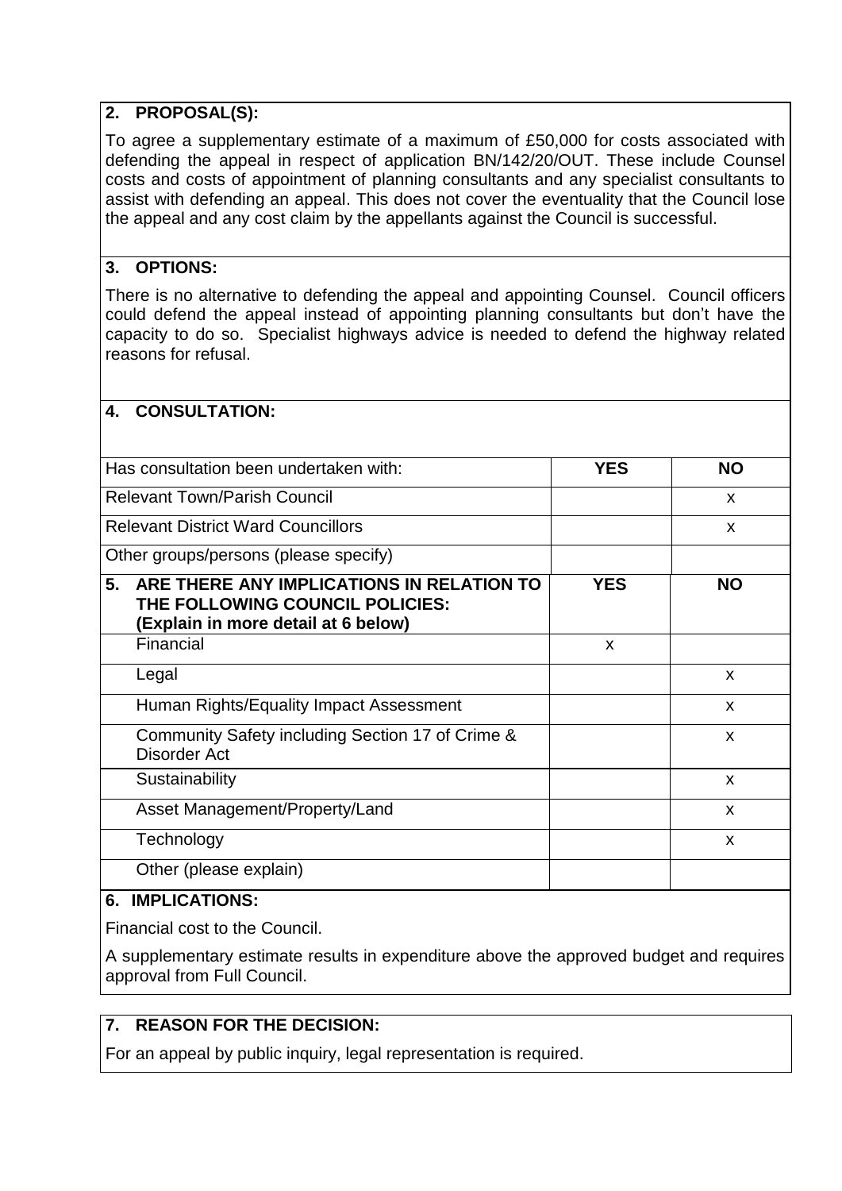## 2. PROPOSAL(S):

To agree a supplementary estimate of a maximum of £50,000 for costs associated with defending the appeal in respect of application BN/142/20/OUT. These include Counsel costs and costs of appointment of planning consultants and any specialist consultants to assist with defending an appeal. This does not cover the eventuality that the Council lose the appeal and any cost claim by the appellants against the Council is successful.

## 3. OPTIONS:

There is no alternative to defending the appeal and appointing Counsel. Council officers could defend the appeal instead of appointing planning consultants but don't have the capacity to do so. Specialist highways advice is needed to defend the highway related reasons for refusal.

## 4. CONSULTATION:

| Has consultation been undertaken with: | YES | NO |
|---|---|---|
| Relevant Town/Parish Council | | x |
| Relevant District Ward Councillors | | x |
| Other groups/persons (please specify) | | |

## 5. ARE THERE ANY IMPLICATIONS IN RELATION TO THE FOLLOWING COUNCIL POLICIES: (Explain in more detail at 6 below)

| Policy | YES | NO |
|---|---|---|
| Financial | x | |
| Legal | | x |
| Human Rights/Equality Impact Assessment | | x |
| Community Safety including Section 17 of Crime & Disorder Act | | x |
| Sustainability | | x |
| Asset Management/Property/Land | | x |
| Technology | | x |
| Other (please explain) | | |

## 6. IMPLICATIONS:

Financial cost to the Council.

A supplementary estimate results in expenditure above the approved budget and requires approval from Full Council.

## 7. REASON FOR THE DECISION:

For an appeal by public inquiry, legal representation is required.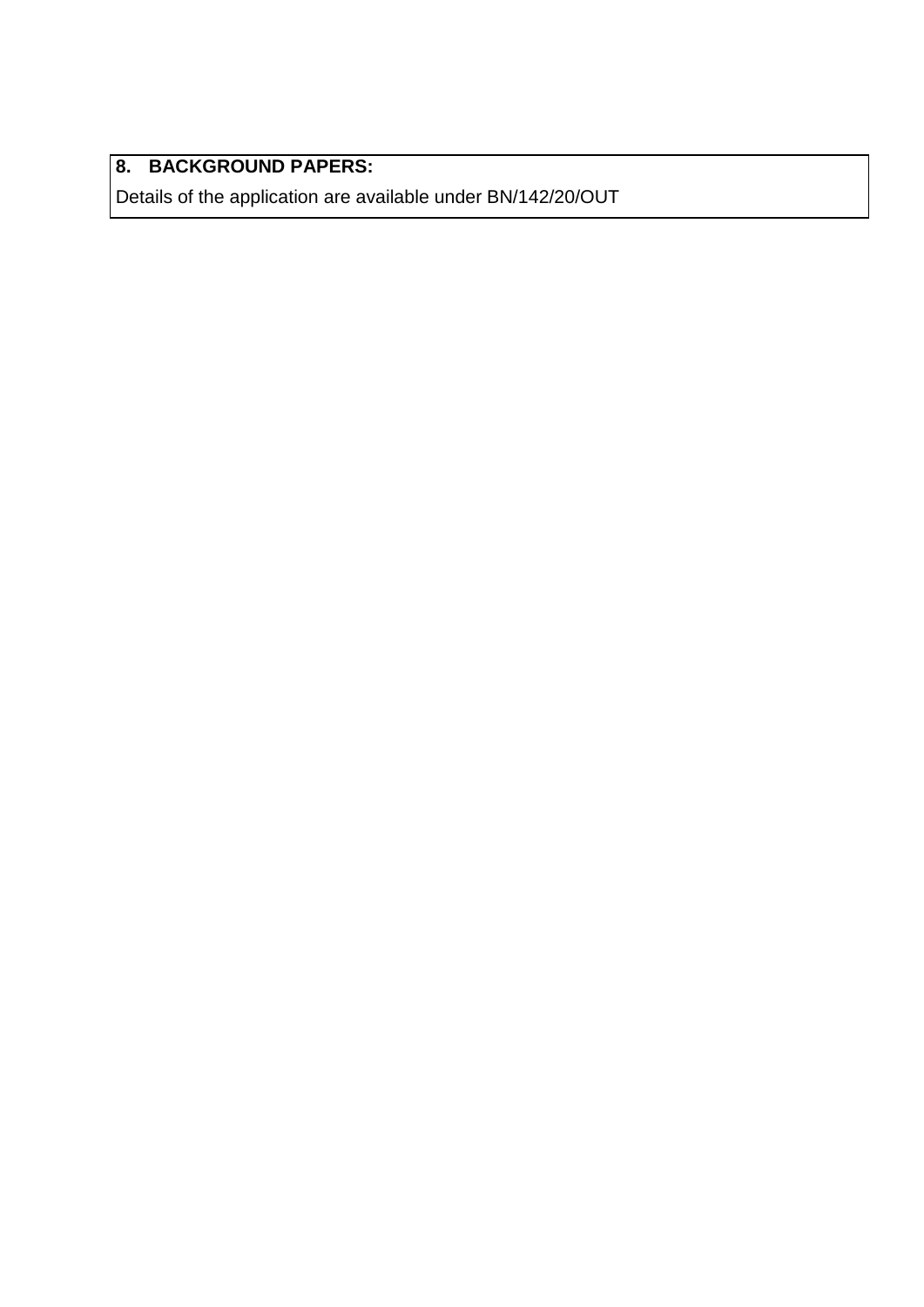## 8. BACKGROUND PAPERS:

Details of the application are available under BN/142/20/OUT